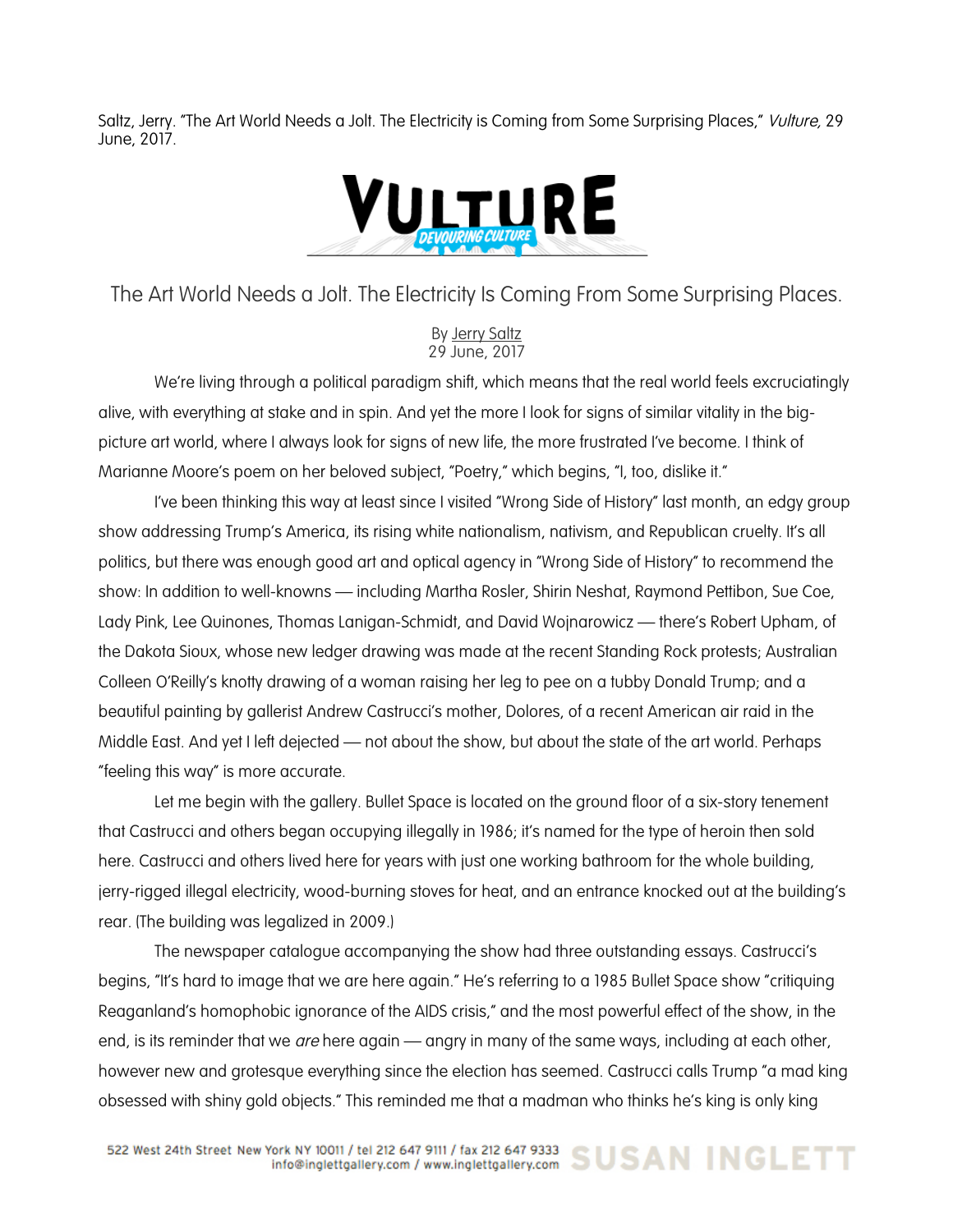Saltz, Jerry. "The Art World Needs a Jolt. The Electricity is Coming from Some Surprising Places," *Vulture,* 29 June, 2017.

VULTURE

# The Art World Needs a Jolt. The Electricity Is Coming From Some Surprising Places.

By Jerry Saltz
29 June, 2017

We're living through a political paradigm shift, which means that the real world feels excruciatingly alive, with everything at stake and in spin. And yet the more I look for signs of similar vitality in the big-picture art world, where I always look for signs of new life, the more frustrated I've become. I think of Marianne Moore's poem on her beloved subject, "Poetry," which begins, "I, too, dislike it."

I've been thinking this way at least since I visited "Wrong Side of History" last month, an edgy group show addressing Trump's America, its rising white nationalism, nativism, and Republican cruelty. It's all politics, but there was enough good art and optical agency in "Wrong Side of History" to recommend the show: In addition to well-knowns — including Martha Rosler, Shirin Neshat, Raymond Pettibon, Sue Coe, Lady Pink, Lee Quinones, Thomas Lanigan-Schmidt, and David Wojnarowicz — there's Robert Upham, of the Dakota Sioux, whose new ledger drawing was made at the recent Standing Rock protests; Australian Colleen O'Reilly's knotty drawing of a woman raising her leg to pee on a tubby Donald Trump; and a beautiful painting by gallerist Andrew Castrucci's mother, Dolores, of a recent American air raid in the Middle East. And yet I left dejected — not about the show, but about the state of the art world. Perhaps "feeling this way" is more accurate.

Let me begin with the gallery. Bullet Space is located on the ground floor of a six-story tenement that Castrucci and others began occupying illegally in 1986; it's named for the type of heroin then sold here. Castrucci and others lived here for years with just one working bathroom for the whole building, jerry-rigged illegal electricity, wood-burning stoves for heat, and an entrance knocked out at the building's rear. (The building was legalized in 2009.)

The newspaper catalogue accompanying the show had three outstanding essays. Castrucci's begins, "It's hard to image that we are here again." He's referring to a 1985 Bullet Space show "critiquing Reaganland's homophobic ignorance of the AIDS crisis," and the most powerful effect of the show, in the end, is its reminder that we *are* here again — angry in many of the same ways, including at each other, however new and grotesque everything since the election has seemed. Castrucci calls Trump "a mad king obsessed with shiny gold objects." This reminded me that a madman who thinks he's king is only king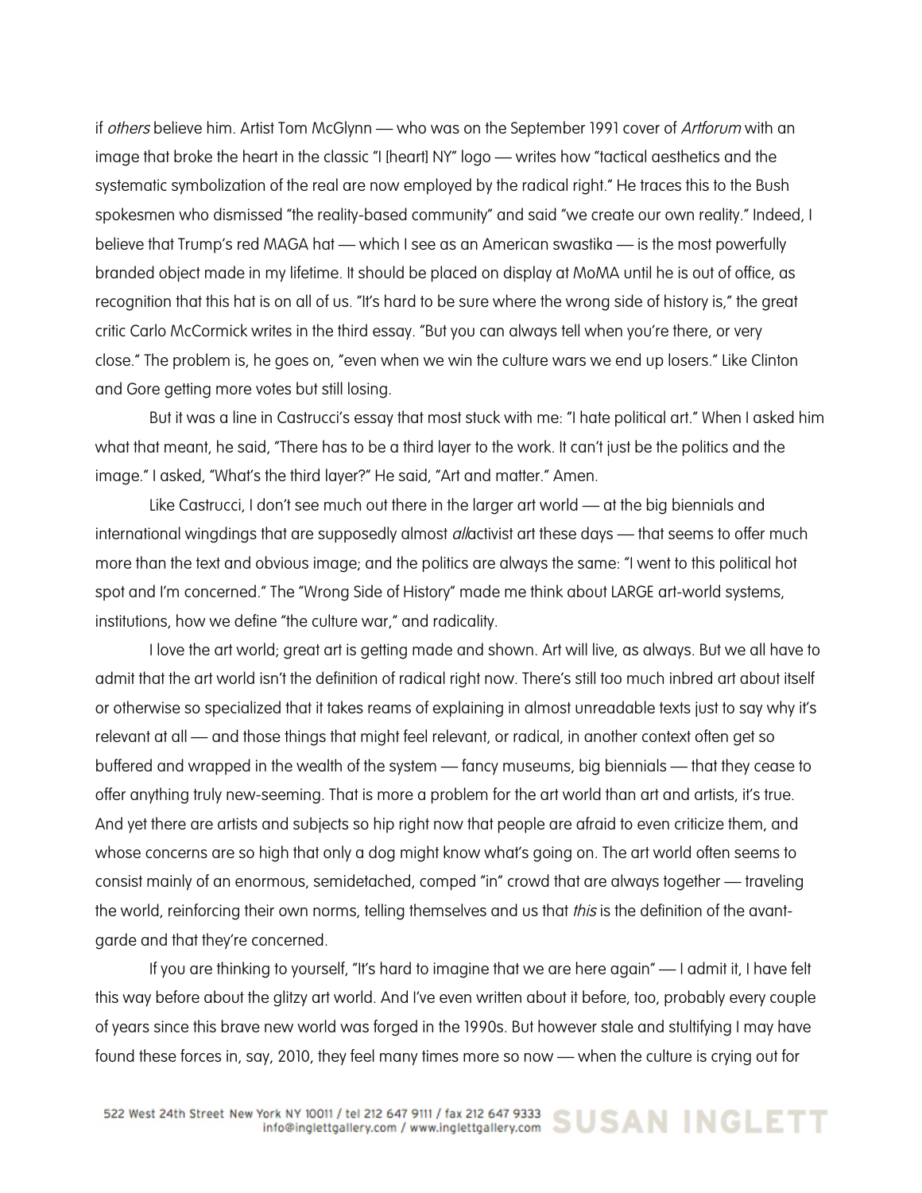if *others* believe him. Artist Tom McGlynn — who was on the September 1991 cover of *Artforum* with an image that broke the heart in the classic "I [heart] NY" logo — writes how "tactical aesthetics and the systematic symbolization of the real are now employed by the radical right." He traces this to the Bush spokesmen who dismissed "the reality-based community" and said "we create our own reality." Indeed, I believe that Trump's red MAGA hat — which I see as an American swastika — is the most powerfully branded object made in my lifetime. It should be placed on display at MoMA until he is out of office, as recognition that this hat is on all of us. "It's hard to be sure where the wrong side of history is," the great critic Carlo McCormick writes in the third essay. "But you can always tell when you're there, or very close." The problem is, he goes on, "even when we win the culture wars we end up losers." Like Clinton and Gore getting more votes but still losing.

But it was a line in Castrucci's essay that most stuck with me: "I hate political art." When I asked him what that meant, he said, "There has to be a third layer to the work. It can't just be the politics and the image." I asked, "What's the third layer?" He said, "Art and matter." Amen.

Like Castrucci, I don't see much out there in the larger art world — at the big biennials and international wingdings that are supposedly almost *all*activist art these days — that seems to offer much more than the text and obvious image; and the politics are always the same: "I went to this political hot spot and I'm concerned." The "Wrong Side of History" made me think about LARGE art-world systems, institutions, how we define "the culture war," and radicality.

I love the art world; great art is getting made and shown. Art will live, as always. But we all have to admit that the art world isn't the definition of radical right now. There's still too much inbred art about itself or otherwise so specialized that it takes reams of explaining in almost unreadable texts just to say why it's relevant at all — and those things that might feel relevant, or radical, in another context often get so buffered and wrapped in the wealth of the system — fancy museums, big biennials — that they cease to offer anything truly new-seeming. That is more a problem for the art world than art and artists, it's true. And yet there are artists and subjects so hip right now that people are afraid to even criticize them, and whose concerns are so high that only a dog might know what's going on. The art world often seems to consist mainly of an enormous, semidetached, comped "in" crowd that are always together — traveling the world, reinforcing their own norms, telling themselves and us that *this* is the definition of the avant-garde and that they're concerned.

If you are thinking to yourself, "It's hard to imagine that we are here again" — I admit it, I have felt this way before about the glitzy art world. And I've even written about it before, too, probably every couple of years since this brave new world was forged in the 1990s. But however stale and stultifying I may have found these forces in, say, 2010, they feel many times more so now — when the culture is crying out for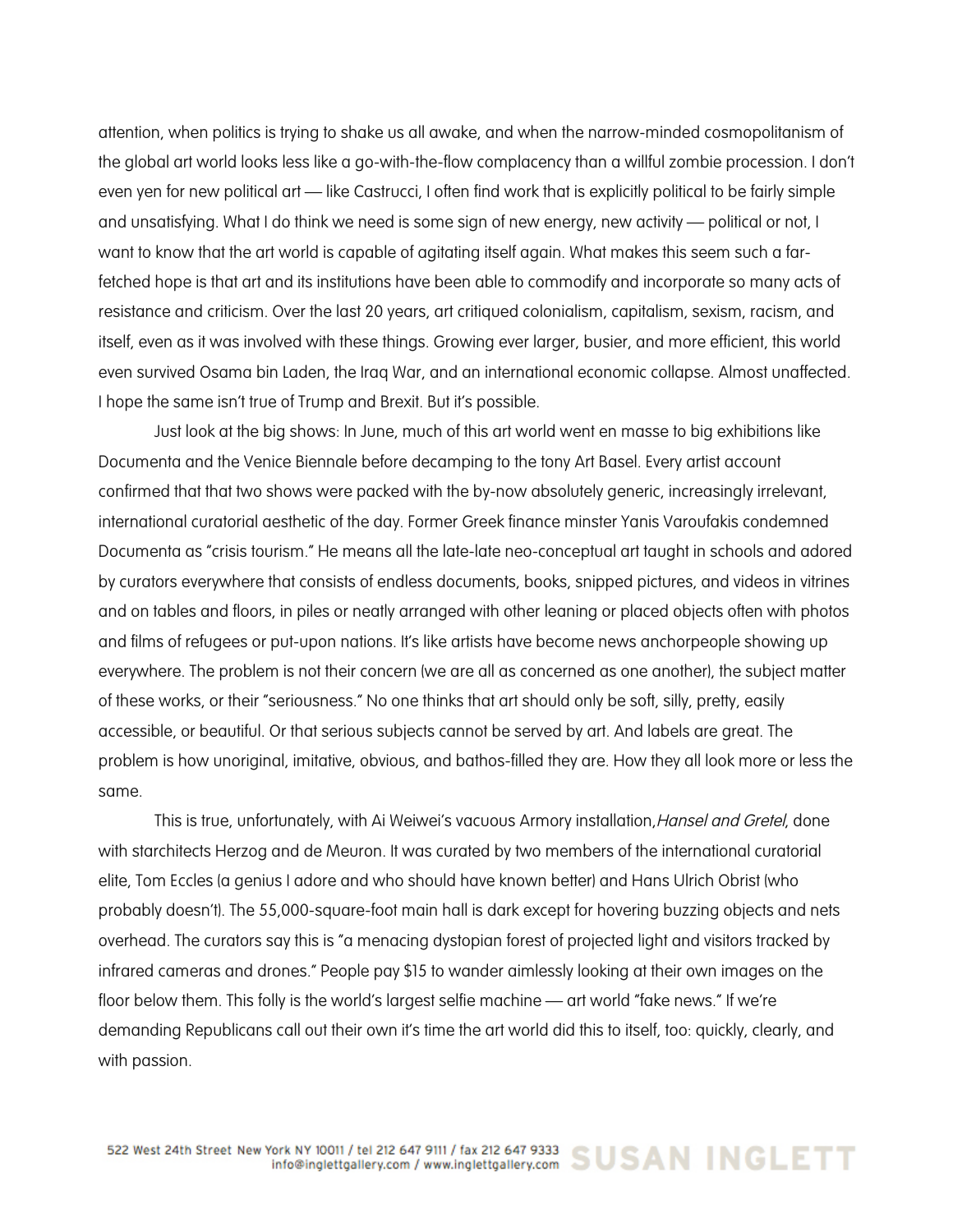attention, when politics is trying to shake us all awake, and when the narrow-minded cosmopolitanism of the global art world looks less like a go-with-the-flow complacency than a willful zombie procession. I don't even yen for new political art — like Castrucci, I often find work that is explicitly political to be fairly simple and unsatisfying. What I do think we need is some sign of new energy, new activity — political or not, I want to know that the art world is capable of agitating itself again. What makes this seem such a far-fetched hope is that art and its institutions have been able to commodify and incorporate so many acts of resistance and criticism. Over the last 20 years, art critiqued colonialism, capitalism, sexism, racism, and itself, even as it was involved with these things. Growing ever larger, busier, and more efficient, this world even survived Osama bin Laden, the Iraq War, and an international economic collapse. Almost unaffected. I hope the same isn't true of Trump and Brexit. But it's possible.

Just look at the big shows: In June, much of this art world went en masse to big exhibitions like Documenta and the Venice Biennale before decamping to the tony Art Basel. Every artist account confirmed that that two shows were packed with the by-now absolutely generic, increasingly irrelevant, international curatorial aesthetic of the day. Former Greek finance minster Yanis Varoufakis condemned Documenta as "crisis tourism." He means all the late-late neo-conceptual art taught in schools and adored by curators everywhere that consists of endless documents, books, snipped pictures, and videos in vitrines and on tables and floors, in piles or neatly arranged with other leaning or placed objects often with photos and films of refugees or put-upon nations. It's like artists have become news anchorpeople showing up everywhere. The problem is not their concern (we are all as concerned as one another), the subject matter of these works, or their "seriousness." No one thinks that art should only be soft, silly, pretty, easily accessible, or beautiful. Or that serious subjects cannot be served by art. And labels are great. The problem is how unoriginal, imitative, obvious, and bathos-filled they are. How they all look more or less the same.

This is true, unfortunately, with Ai Weiwei's vacuous Armory installation, *Hansel and Gretel*, done with starchitects Herzog and de Meuron. It was curated by two members of the international curatorial elite, Tom Eccles (a genius I adore and who should have known better) and Hans Ulrich Obrist (who probably doesn't). The 55,000-square-foot main hall is dark except for hovering buzzing objects and nets overhead. The curators say this is "a menacing dystopian forest of projected light and visitors tracked by infrared cameras and drones." People pay $15 to wander aimlessly looking at their own images on the floor below them. This folly is the world's largest selfie machine — art world "fake news." If we're demanding Republicans call out their own it's time the art world did this to itself, too: quickly, clearly, and with passion.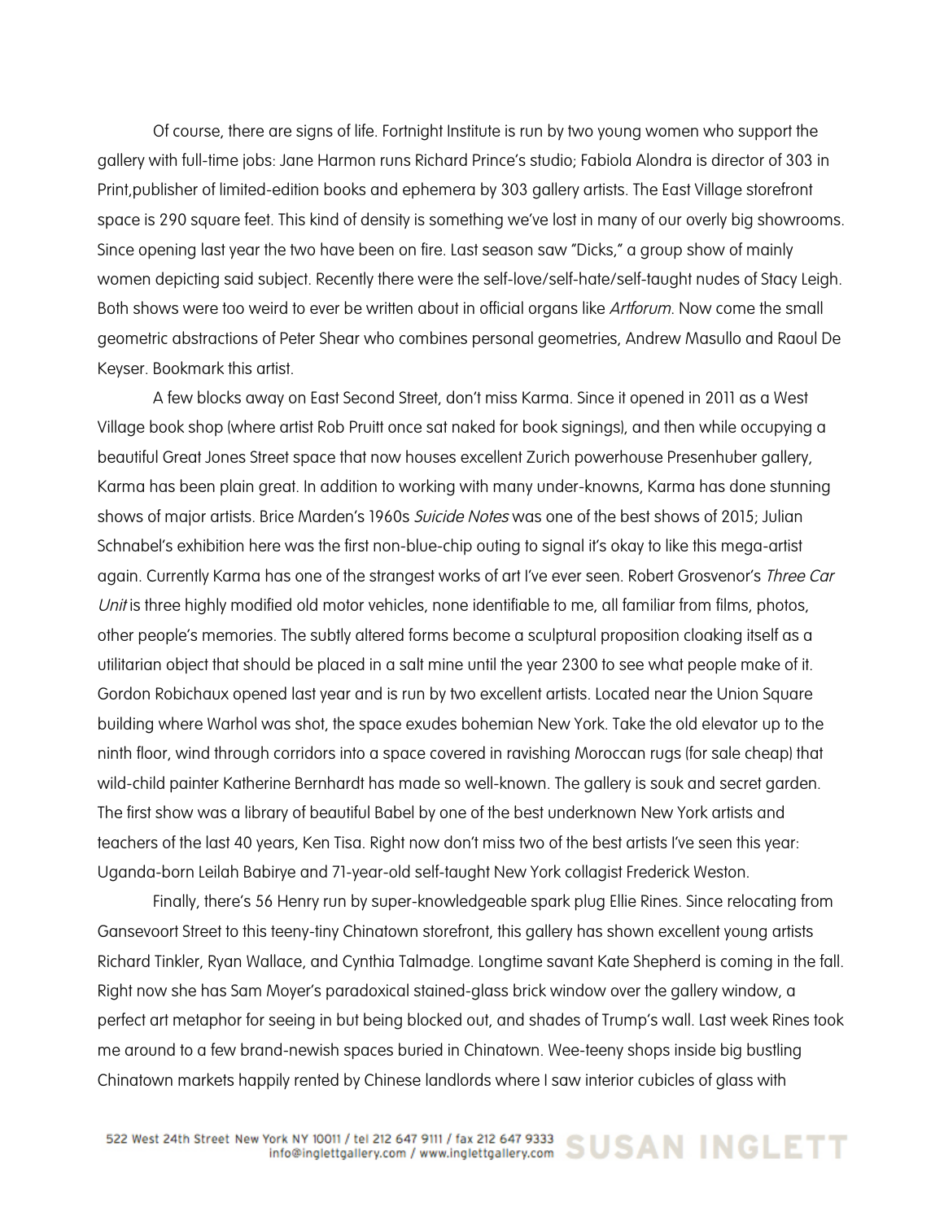Of course, there are signs of life. Fortnight Institute is run by two young women who support the gallery with full-time jobs: Jane Harmon runs Richard Prince's studio; Fabiola Alondra is director of 303 in Print,publisher of limited-edition books and ephemera by 303 gallery artists. The East Village storefront space is 290 square feet. This kind of density is something we've lost in many of our overly big showrooms. Since opening last year the two have been on fire. Last season saw "Dicks," a group show of mainly women depicting said subject. Recently there were the self-love/self-hate/self-taught nudes of Stacy Leigh. Both shows were too weird to ever be written about in official organs like *Artforum*. Now come the small geometric abstractions of Peter Shear who combines personal geometries, Andrew Masullo and Raoul De Keyser. Bookmark this artist.

A few blocks away on East Second Street, don't miss Karma. Since it opened in 2011 as a West Village book shop (where artist Rob Pruitt once sat naked for book signings), and then while occupying a beautiful Great Jones Street space that now houses excellent Zurich powerhouse Presenhuber gallery, Karma has been plain great. In addition to working with many under-knowns, Karma has done stunning shows of major artists. Brice Marden's 1960s *Suicide Notes* was one of the best shows of 2015; Julian Schnabel's exhibition here was the first non-blue-chip outing to signal it's okay to like this mega-artist again. Currently Karma has one of the strangest works of art I've ever seen. Robert Grosvenor's *Three Car Unit* is three highly modified old motor vehicles, none identifiable to me, all familiar from films, photos, other people's memories. The subtly altered forms become a sculptural proposition cloaking itself as a utilitarian object that should be placed in a salt mine until the year 2300 to see what people make of it. Gordon Robichaux opened last year and is run by two excellent artists. Located near the Union Square building where Warhol was shot, the space exudes bohemian New York. Take the old elevator up to the ninth floor, wind through corridors into a space covered in ravishing Moroccan rugs (for sale cheap) that wild-child painter Katherine Bernhardt has made so well-known. The gallery is souk and secret garden. The first show was a library of beautiful Babel by one of the best underknown New York artists and teachers of the last 40 years, Ken Tisa. Right now don't miss two of the best artists I've seen this year: Uganda-born Leilah Babirye and 71-year-old self-taught New York collagist Frederick Weston.

Finally, there's 56 Henry run by super-knowledgeable spark plug Ellie Rines. Since relocating from Gansevoort Street to this teeny-tiny Chinatown storefront, this gallery has shown excellent young artists Richard Tinkler, Ryan Wallace, and Cynthia Talmadge. Longtime savant Kate Shepherd is coming in the fall. Right now she has Sam Moyer's paradoxical stained-glass brick window over the gallery window, a perfect art metaphor for seeing in but being blocked out, and shades of Trump's wall. Last week Rines took me around to a few brand-newish spaces buried in Chinatown. Wee-teeny shops inside big bustling Chinatown markets happily rented by Chinese landlords where I saw interior cubicles of glass with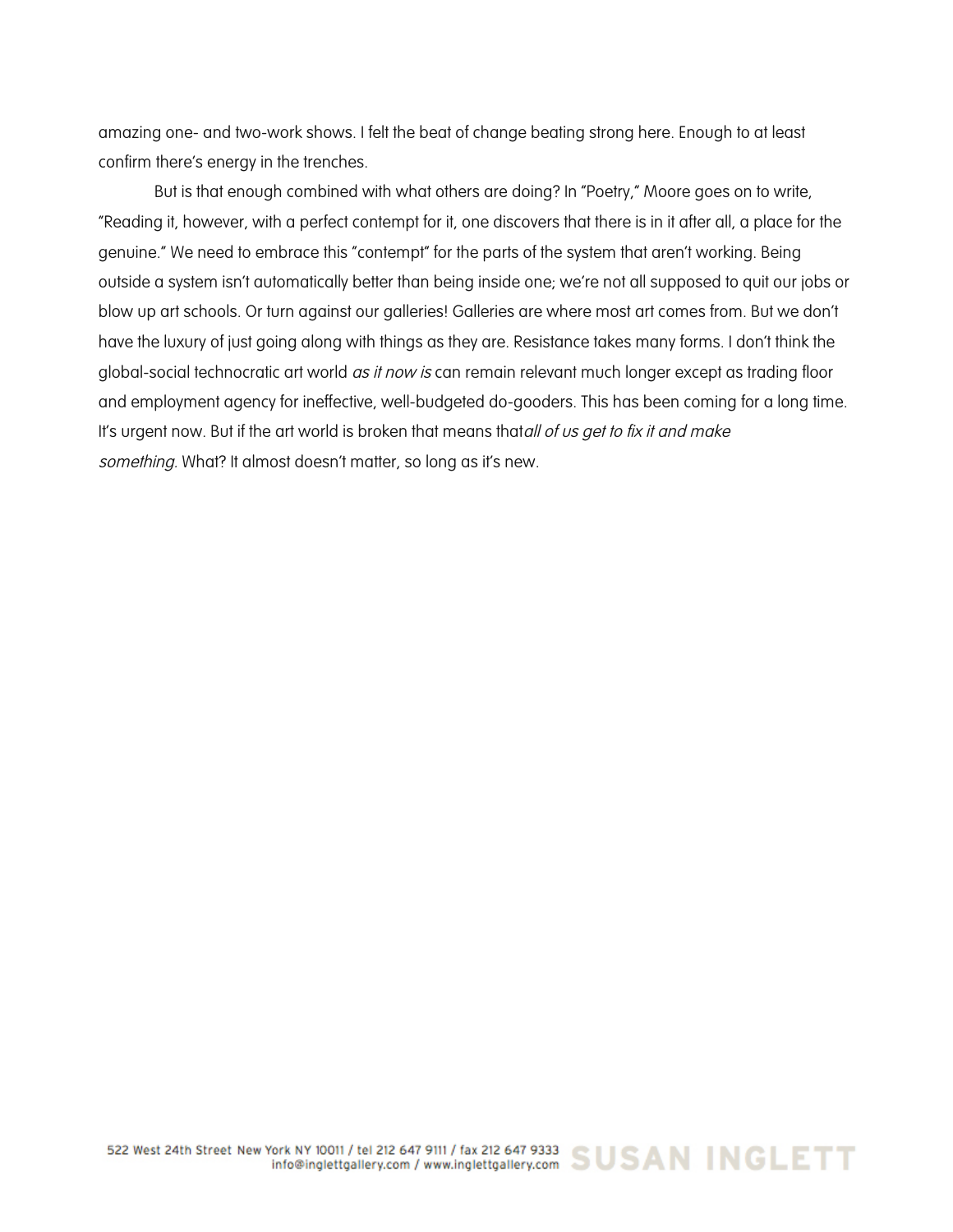amazing one- and two-work shows. I felt the beat of change beating strong here. Enough to at least confirm there's energy in the trenches.

But is that enough combined with what others are doing? In "Poetry," Moore goes on to write, "Reading it, however, with a perfect contempt for it, one discovers that there is in it after all, a place for the genuine." We need to embrace this "contempt" for the parts of the system that aren't working. Being outside a system isn't automatically better than being inside one; we're not all supposed to quit our jobs or blow up art schools. Or turn against our galleries! Galleries are where most art comes from. But we don't have the luxury of just going along with things as they are. Resistance takes many forms. I don't think the global-social technocratic art world *as it now is* can remain relevant much longer except as trading floor and employment agency for ineffective, well-budgeted do-gooders. This has been coming for a long time. It's urgent now. But if the art world is broken that means that*all of us get to fix it and make something.* What? It almost doesn't matter, so long as it's new.